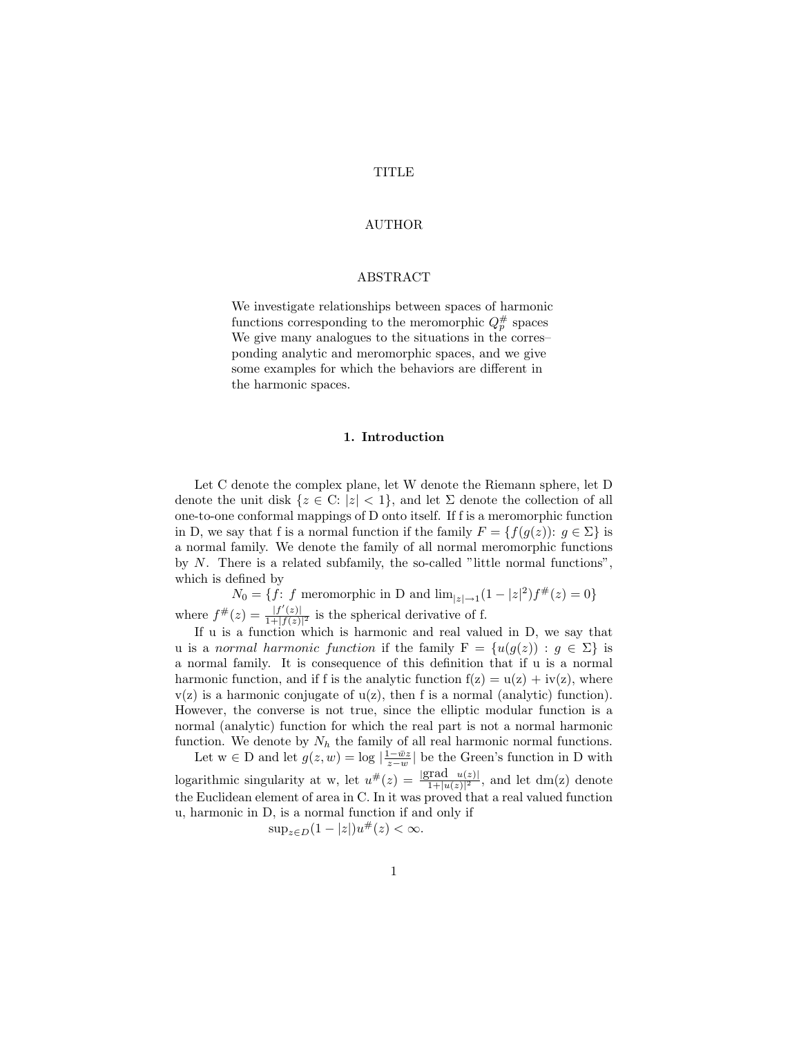# TITLE

AUTHOR

ABSTRACT

We investigate relationships between spaces of harmonic functions corresponding to the meromorphic $Q_p^\#$ spaces We give many analogues to the situations in the corres– ponding analytic and meromorphic spaces, and we give some examples for which the behaviors are different in the harmonic spaces.

## 1. Introduction

Let C denote the complex plane, let W denote the Riemann sphere, let D denote the unit disk $\{z \in$ C: $|z| < 1\}$, and let $\Sigma$ denote the collection of all one-to-one conformal mappings of D onto itself. If f is a meromorphic function in D, we say that f is a normal function if the family $F = \{f(g(z))\colon g \in \Sigma\}$ is a normal family. We denote the family of all normal meromorphic functions by $N$. There is a related subfamily, the so-called "little normal functions", which is defined by

$$N_0 = \{f\colon f \text{ meromorphic in D and } \lim_{|z|\to 1}(1-|z|^2)f^\#(z) = 0\}$$

where $f^\#(z) = \frac{|f'(z)|}{1+|f(z)|^2}$ is the spherical derivative of f.

If u is a function which is harmonic and real valued in D, we say that u is a *normal harmonic function* if the family F = $\{u(g(z)) : g \in \Sigma\}$ is a normal family. It is consequence of this definition that if u is a normal harmonic function, and if f is the analytic function f(z) = u(z) + iv(z), where v(z) is a harmonic conjugate of u(z), then f is a normal (analytic) function). However, the converse is not true, since the elliptic modular function is a normal (analytic) function for which the real part is not a normal harmonic function. We denote by $N_h$ the family of all real harmonic normal functions.

Let w $\in$ D and let $g(z, w) = \log|\frac{1-\bar{w}z}{z-w}|$ be the Green's function in D with logarithmic singularity at w, let $u^\#(z) = \frac{|\text{grad } u(z)|}{1+|u(z)|^2}$, and let dm(z) denote the Euclidean element of area in C. In it was proved that a real valued function u, harmonic in D, is a normal function if and only if

$$\sup_{z\in D}(1-|z|)u^\#(z) < \infty.$$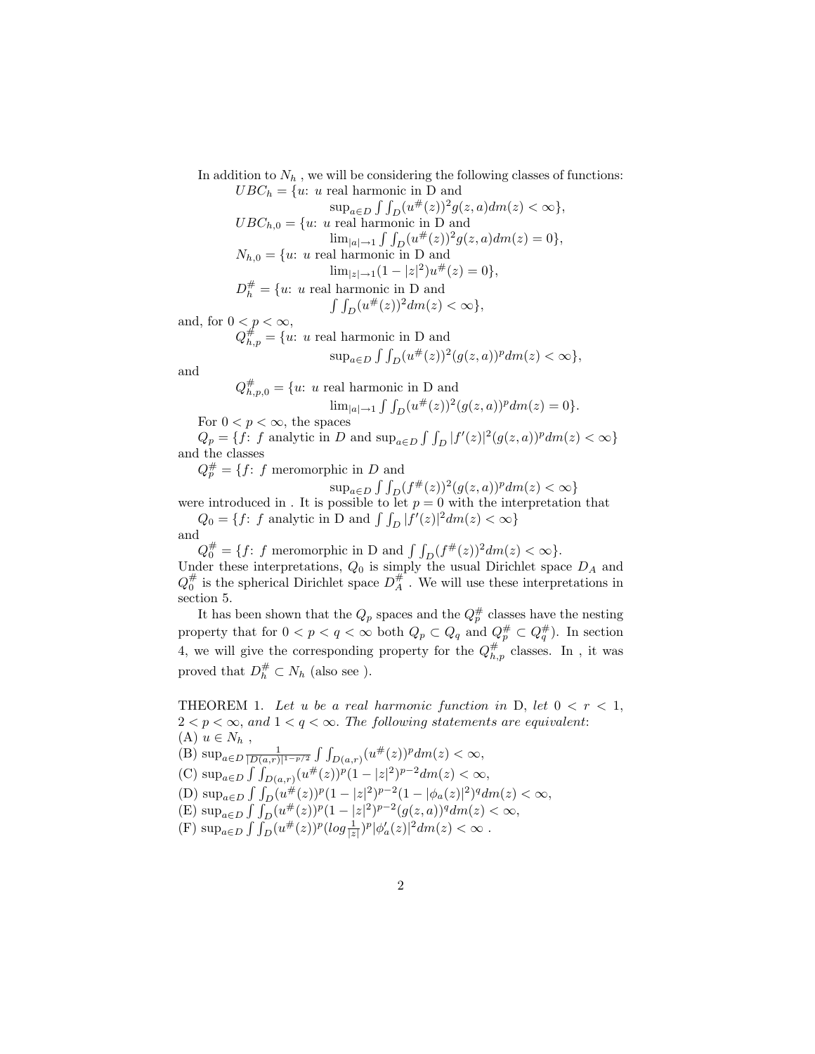In addition to $N_h$ , we will be considering the following classes of functions:

$UBC_h = \{u$: $u$ real harmonic in D and
$$\sup_{a\in D} \int\int_D (u^\#(z))^2 g(z,a)dm(z) < \infty\},$$

$UBC_{h,0} = \{u$: $u$ real harmonic in D and
$$\lim_{|a|\to 1} \int\int_D (u^\#(z))^2 g(z,a)dm(z) = 0\},$$

$N_{h,0} = \{u$: $u$ real harmonic in D and
$$\lim_{|z|\to 1}(1-|z|^2)u^\#(z) = 0\},$$

$D_h^\# = \{u$: $u$ real harmonic in D and
$$\int\int_D (u^\#(z))^2 dm(z) < \infty\},$$

and, for $0 < p < \infty$,

$Q_{h,p}^\# = \{u$: $u$ real harmonic in D and
$$\sup_{a\in D} \int\int_D (u^\#(z))^2 (g(z,a))^p dm(z) < \infty\},$$

and

$Q_{h,p,0}^\# = \{u$: $u$ real harmonic in D and
$$\lim_{|a|\to 1} \int\int_D (u^\#(z))^2 (g(z,a))^p dm(z) = 0\}.$$

For $0 < p < \infty$, the spaces

$Q_p = \{f$: $f$ analytic in $D$ and $\sup_{a\in D} \int\int_D |f'(z)|^2 (g(z,a))^p dm(z) < \infty\}$

and the classes

$Q_p^\# = \{f$: $f$ meromorphic in $D$ and
$$\sup_{a\in D} \int\int_D (f^\#(z))^2 (g(z,a))^p dm(z) < \infty\}$$

were introduced in . It is possible to let $p = 0$ with the interpretation that

$Q_0 = \{f$: $f$ analytic in D and $\int\int_D |f'(z)|^2 dm(z) < \infty\}$

and

$Q_0^\# = \{f$: $f$ meromorphic in D and $\int\int_D (f^\#(z))^2 dm(z) < \infty\}$.

Under these interpretations, $Q_0$ is simply the usual Dirichlet space $D_A$ and $Q_0^\#$ is the spherical Dirichlet space $D_A^\#$ . We will use these interpretations in section 5.

It has been shown that the $Q_p$ spaces and the $Q_p^\#$ classes have the nesting property that for $0 < p < q < \infty$ both $Q_p \subset Q_q$ and $Q_p^\# \subset Q_q^\#$). In section 4, we will give the corresponding property for the $Q_{h,p}^\#$ classes. In , it was proved that $D_h^\# \subset N_h$ (also see ).

THEOREM 1. *Let $u$ be a real harmonic function in* D, *let $0 < r < 1$, $2 < p < \infty$, and $1 < q < \infty$. The following statements are equivalent*:

(A) $u \in N_h$ ,

(B) $\sup_{a\in D} \frac{1}{|D(a,r)|^{1-p/2}} \int\int_{D(a,r)} (u^\#(z))^p dm(z) < \infty$,

(C) $\sup_{a\in D} \int\int_{D(a,r)} (u^\#(z))^p (1-|z|^2)^{p-2} dm(z) < \infty$,

(D) $\sup_{a\in D} \int\int_D (u^\#(z))^p (1-|z|^2)^{p-2} (1-|\phi_a(z)|^2)^q dm(z) < \infty$,

(E) $\sup_{a\in D} \int\int_D (u^\#(z))^p (1-|z|^2)^{p-2} (g(z,a))^q dm(z) < \infty$,

(F) $\sup_{a\in D} \int\int_D (u^\#(z))^p (log\frac{1}{|z|})^p |\phi_a'(z)|^2 dm(z) < \infty$ .